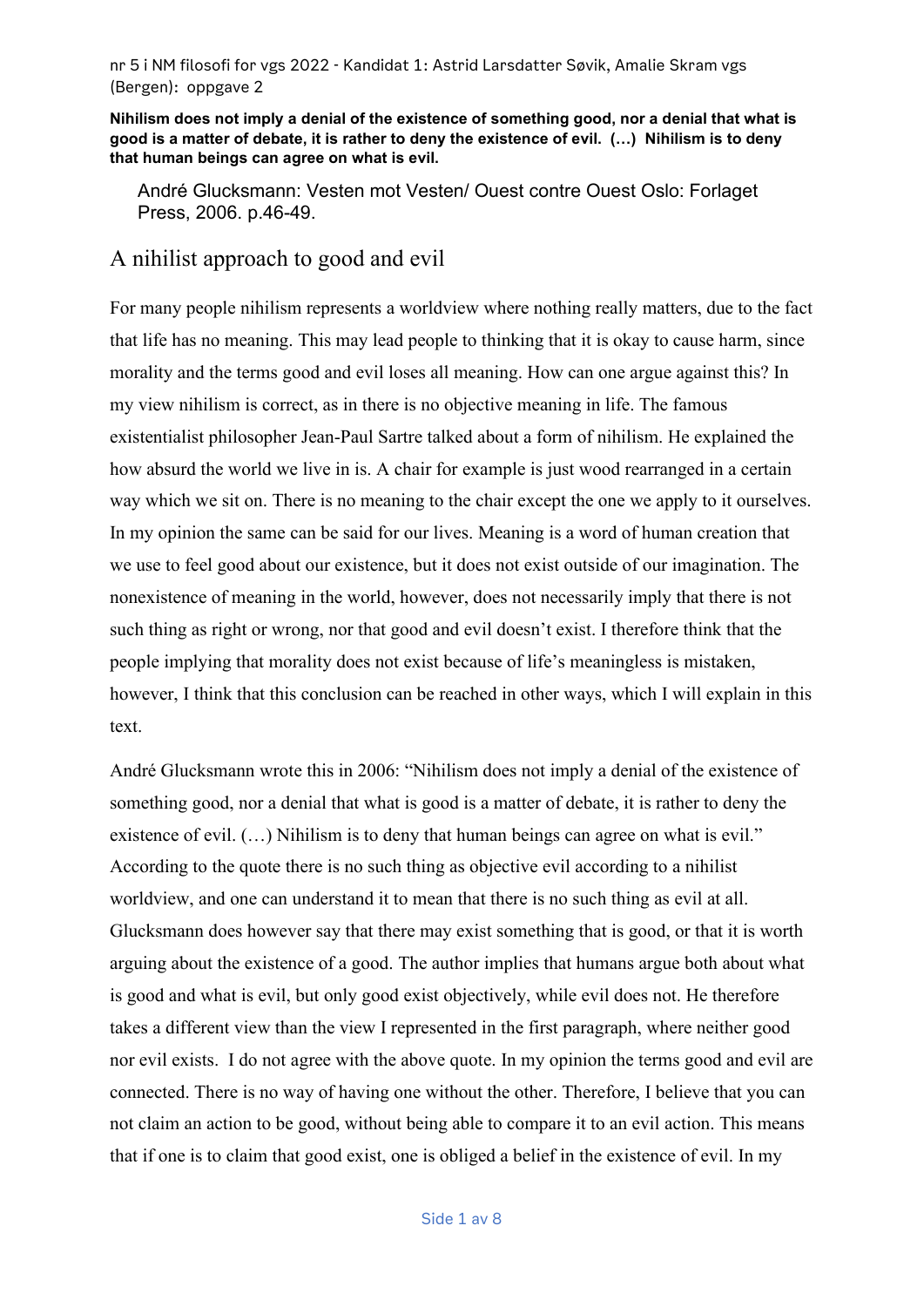nr 5 i NM filosofi for vgs 2022 - Kandidat 1: Astrid Larsdatter Søvik, Amalie Skram vgs (Bergen): oppgave 2

**Nihilism does not imply a denial of the existence of something good, nor a denial that what is good is a matter of debate, it is rather to deny the existence of evil. (…) Nihilism is to deny that human beings can agree on what is evil.**

> André Glucksmann: Vesten mot Vesten/ Ouest contre Ouest Oslo: Forlaget Press, 2006. p.46-49.

# A nihilist approach to good and evil

For many people nihilism represents a worldview where nothing really matters, due to the fact that life has no meaning. This may lead people to thinking that it is okay to cause harm, since morality and the terms good and evil loses all meaning. How can one argue against this? In my view nihilism is correct, as in there is no objective meaning in life. The famous existentialist philosopher Jean-Paul Sartre talked about a form of nihilism. He explained the how absurd the world we live in is. A chair for example is just wood rearranged in a certain way which we sit on. There is no meaning to the chair except the one we apply to it ourselves. In my opinion the same can be said for our lives. Meaning is a word of human creation that we use to feel good about our existence, but it does not exist outside of our imagination. The nonexistence of meaning in the world, however, does not necessarily imply that there is not such thing as right or wrong, nor that good and evil doesn't exist. I therefore think that the people implying that morality does not exist because of life's meaningless is mistaken, however, I think that this conclusion can be reached in other ways, which I will explain in this text.

André Glucksmann wrote this in 2006: "Nihilism does not imply a denial of the existence of something good, nor a denial that what is good is a matter of debate, it is rather to deny the existence of evil. (…) Nihilism is to deny that human beings can agree on what is evil." According to the quote there is no such thing as objective evil according to a nihilist worldview, and one can understand it to mean that there is no such thing as evil at all. Glucksmann does however say that there may exist something that is good, or that it is worth arguing about the existence of a good. The author implies that humans argue both about what is good and what is evil, but only good exist objectively, while evil does not. He therefore takes a different view than the view I represented in the first paragraph, where neither good nor evil exists. I do not agree with the above quote. In my opinion the terms good and evil are connected. There is no way of having one without the other. Therefore, I believe that you can not claim an action to be good, without being able to compare it to an evil action. This means that if one is to claim that good exist, one is obliged a belief in the existence of evil. In my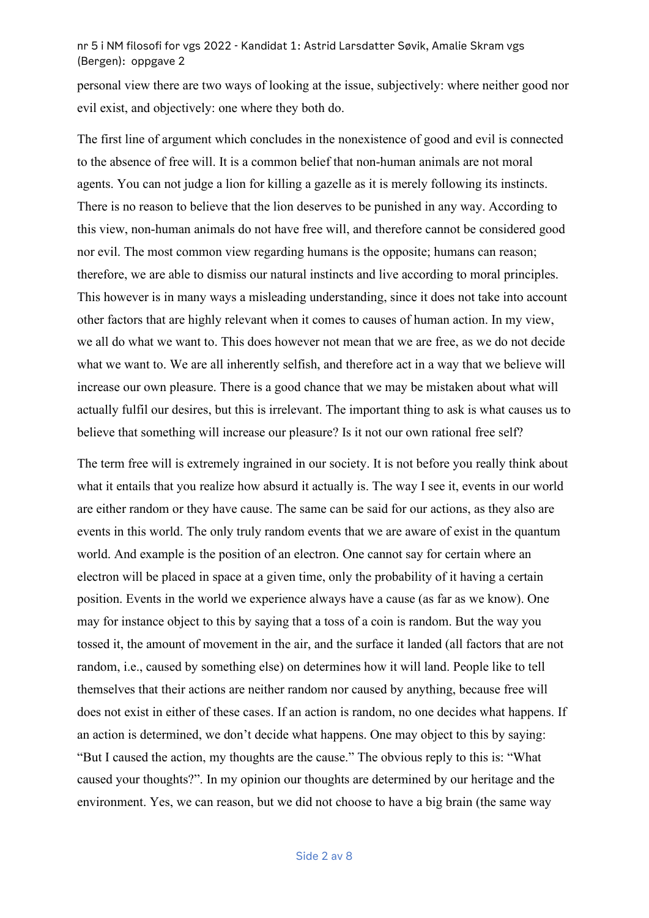personal view there are two ways of looking at the issue, subjectively: where neither good nor evil exist, and objectively: one where they both do.

The first line of argument which concludes in the nonexistence of good and evil is connected to the absence of free will. It is a common belief that non-human animals are not moral agents. You can not judge a lion for killing a gazelle as it is merely following its instincts. There is no reason to believe that the lion deserves to be punished in any way. According to this view, non-human animals do not have free will, and therefore cannot be considered good nor evil. The most common view regarding humans is the opposite; humans can reason; therefore, we are able to dismiss our natural instincts and live according to moral principles. This however is in many ways a misleading understanding, since it does not take into account other factors that are highly relevant when it comes to causes of human action. In my view, we all do what we want to. This does however not mean that we are free, as we do not decide what we want to. We are all inherently selfish, and therefore act in a way that we believe will increase our own pleasure. There is a good chance that we may be mistaken about what will actually fulfil our desires, but this is irrelevant. The important thing to ask is what causes us to believe that something will increase our pleasure? Is it not our own rational free self?

The term free will is extremely ingrained in our society. It is not before you really think about what it entails that you realize how absurd it actually is. The way I see it, events in our world are either random or they have cause. The same can be said for our actions, as they also are events in this world. The only truly random events that we are aware of exist in the quantum world. And example is the position of an electron. One cannot say for certain where an electron will be placed in space at a given time, only the probability of it having a certain position. Events in the world we experience always have a cause (as far as we know). One may for instance object to this by saying that a toss of a coin is random. But the way you tossed it, the amount of movement in the air, and the surface it landed (all factors that are not random, i.e., caused by something else) on determines how it will land. People like to tell themselves that their actions are neither random nor caused by anything, because free will does not exist in either of these cases. If an action is random, no one decides what happens. If an action is determined, we don't decide what happens. One may object to this by saying: "But I caused the action, my thoughts are the cause." The obvious reply to this is: "What caused your thoughts?". In my opinion our thoughts are determined by our heritage and the environment. Yes, we can reason, but we did not choose to have a big brain (the same way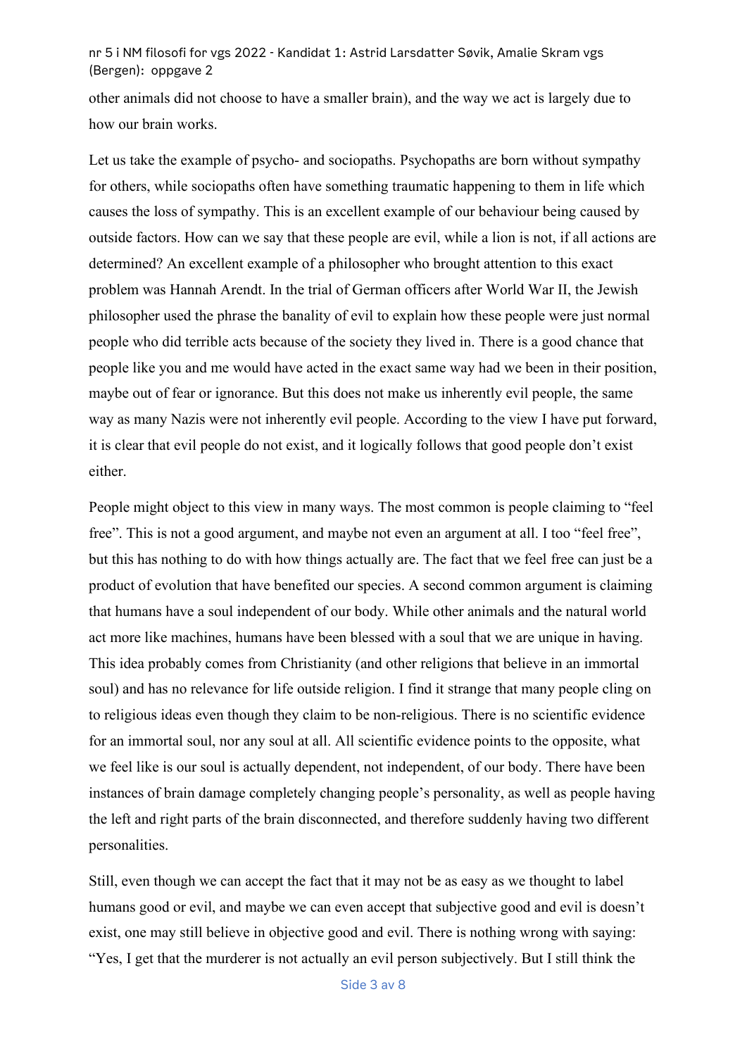other animals did not choose to have a smaller brain), and the way we act is largely due to how our brain works.

Let us take the example of psycho- and sociopaths. Psychopaths are born without sympathy for others, while sociopaths often have something traumatic happening to them in life which causes the loss of sympathy. This is an excellent example of our behaviour being caused by outside factors. How can we say that these people are evil, while a lion is not, if all actions are determined? An excellent example of a philosopher who brought attention to this exact problem was Hannah Arendt. In the trial of German officers after World War II, the Jewish philosopher used the phrase the banality of evil to explain how these people were just normal people who did terrible acts because of the society they lived in. There is a good chance that people like you and me would have acted in the exact same way had we been in their position, maybe out of fear or ignorance. But this does not make us inherently evil people, the same way as many Nazis were not inherently evil people. According to the view I have put forward, it is clear that evil people do not exist, and it logically follows that good people don't exist either.

People might object to this view in many ways. The most common is people claiming to "feel free". This is not a good argument, and maybe not even an argument at all. I too "feel free", but this has nothing to do with how things actually are. The fact that we feel free can just be a product of evolution that have benefited our species. A second common argument is claiming that humans have a soul independent of our body. While other animals and the natural world act more like machines, humans have been blessed with a soul that we are unique in having. This idea probably comes from Christianity (and other religions that believe in an immortal soul) and has no relevance for life outside religion. I find it strange that many people cling on to religious ideas even though they claim to be non-religious. There is no scientific evidence for an immortal soul, nor any soul at all. All scientific evidence points to the opposite, what we feel like is our soul is actually dependent, not independent, of our body. There have been instances of brain damage completely changing people's personality, as well as people having the left and right parts of the brain disconnected, and therefore suddenly having two different personalities.

Still, even though we can accept the fact that it may not be as easy as we thought to label humans good or evil, and maybe we can even accept that subjective good and evil is doesn't exist, one may still believe in objective good and evil. There is nothing wrong with saying: "Yes, I get that the murderer is not actually an evil person subjectively. But I still think the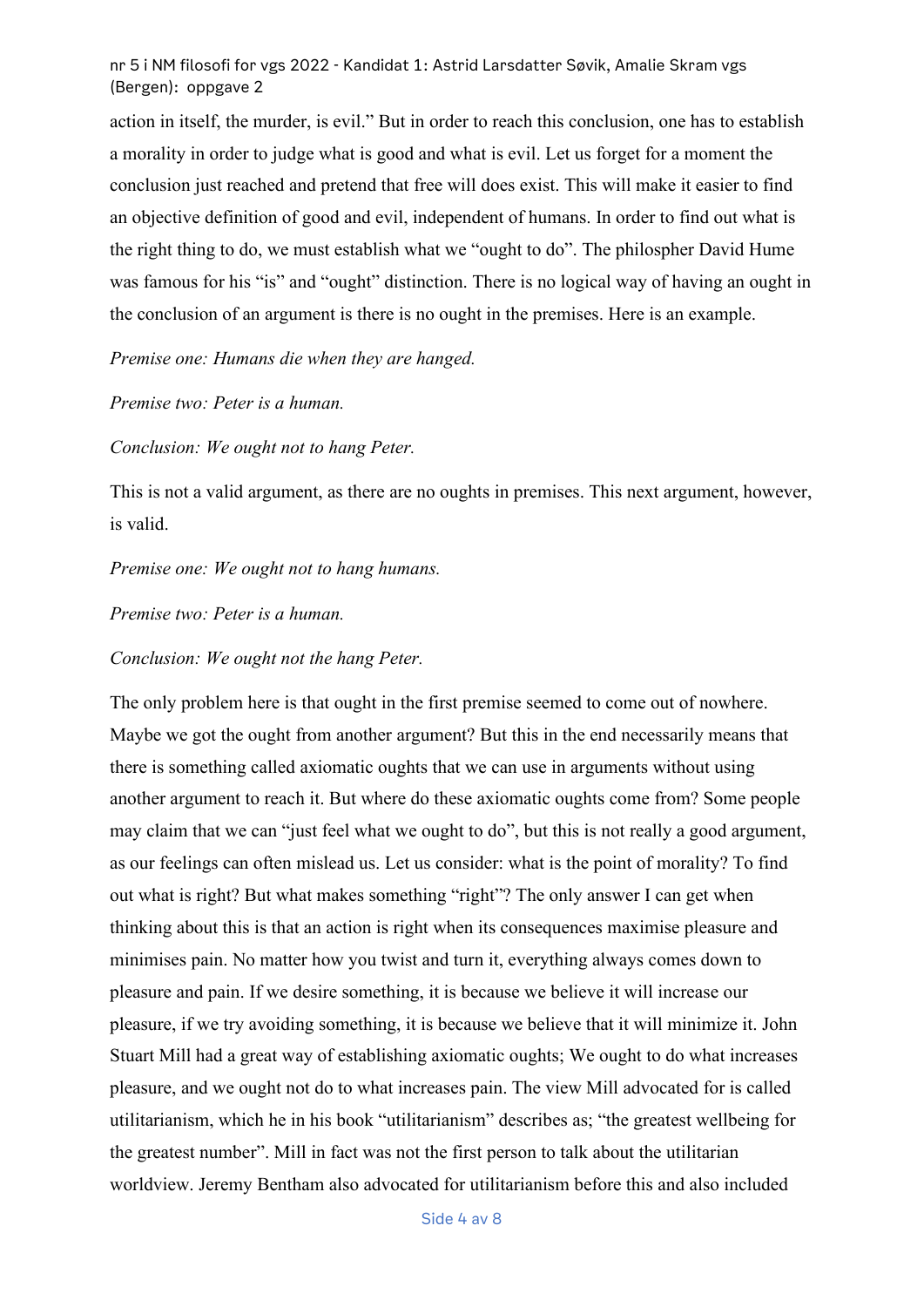action in itself, the murder, is evil." But in order to reach this conclusion, one has to establish a morality in order to judge what is good and what is evil. Let us forget for a moment the conclusion just reached and pretend that free will does exist. This will make it easier to find an objective definition of good and evil, independent of humans. In order to find out what is the right thing to do, we must establish what we "ought to do". The philospher David Hume was famous for his "is" and "ought" distinction. There is no logical way of having an ought in the conclusion of an argument is there is no ought in the premises. Here is an example.

*Premise one: Humans die when they are hanged.*

*Premise two: Peter is a human.*

*Conclusion: We ought not to hang Peter.*

This is not a valid argument, as there are no oughts in premises. This next argument, however, is valid.

*Premise one: We ought not to hang humans.*

*Premise two: Peter is a human.*

*Conclusion: We ought not the hang Peter.*

The only problem here is that ought in the first premise seemed to come out of nowhere. Maybe we got the ought from another argument? But this in the end necessarily means that there is something called axiomatic oughts that we can use in arguments without using another argument to reach it. But where do these axiomatic oughts come from? Some people may claim that we can "just feel what we ought to do", but this is not really a good argument, as our feelings can often mislead us. Let us consider: what is the point of morality? To find out what is right? But what makes something "right"? The only answer I can get when thinking about this is that an action is right when its consequences maximise pleasure and minimises pain. No matter how you twist and turn it, everything always comes down to pleasure and pain. If we desire something, it is because we believe it will increase our pleasure, if we try avoiding something, it is because we believe that it will minimize it. John Stuart Mill had a great way of establishing axiomatic oughts; We ought to do what increases pleasure, and we ought not do to what increases pain. The view Mill advocated for is called utilitarianism, which he in his book "utilitarianism" describes as; "the greatest wellbeing for the greatest number". Mill in fact was not the first person to talk about the utilitarian worldview. Jeremy Bentham also advocated for utilitarianism before this and also included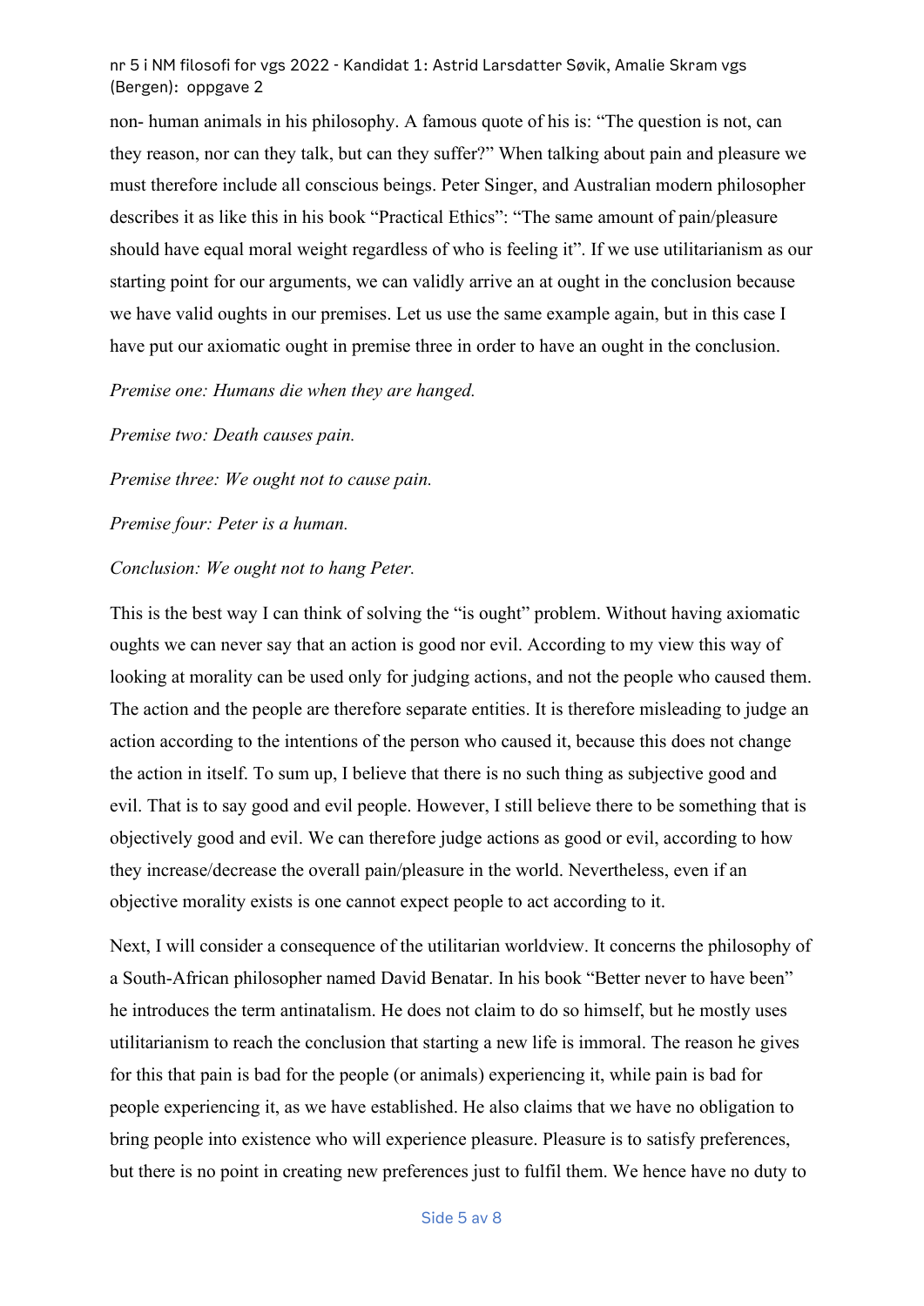non- human animals in his philosophy. A famous quote of his is: "The question is not, can they reason, nor can they talk, but can they suffer?" When talking about pain and pleasure we must therefore include all conscious beings. Peter Singer, and Australian modern philosopher describes it as like this in his book "Practical Ethics": "The same amount of pain/pleasure should have equal moral weight regardless of who is feeling it". If we use utilitarianism as our starting point for our arguments, we can validly arrive an at ought in the conclusion because we have valid oughts in our premises. Let us use the same example again, but in this case I have put our axiomatic ought in premise three in order to have an ought in the conclusion.

*Premise one: Humans die when they are hanged.*

*Premise two: Death causes pain.*

*Premise three: We ought not to cause pain.*

*Premise four: Peter is a human.*

*Conclusion: We ought not to hang Peter.*

This is the best way I can think of solving the "is ought" problem. Without having axiomatic oughts we can never say that an action is good nor evil. According to my view this way of looking at morality can be used only for judging actions, and not the people who caused them. The action and the people are therefore separate entities. It is therefore misleading to judge an action according to the intentions of the person who caused it, because this does not change the action in itself. To sum up, I believe that there is no such thing as subjective good and evil. That is to say good and evil people. However, I still believe there to be something that is objectively good and evil. We can therefore judge actions as good or evil, according to how they increase/decrease the overall pain/pleasure in the world. Nevertheless, even if an objective morality exists is one cannot expect people to act according to it.

Next, I will consider a consequence of the utilitarian worldview. It concerns the philosophy of a South-African philosopher named David Benatar. In his book "Better never to have been" he introduces the term antinatalism. He does not claim to do so himself, but he mostly uses utilitarianism to reach the conclusion that starting a new life is immoral. The reason he gives for this that pain is bad for the people (or animals) experiencing it, while pain is bad for people experiencing it, as we have established. He also claims that we have no obligation to bring people into existence who will experience pleasure. Pleasure is to satisfy preferences, but there is no point in creating new preferences just to fulfil them. We hence have no duty to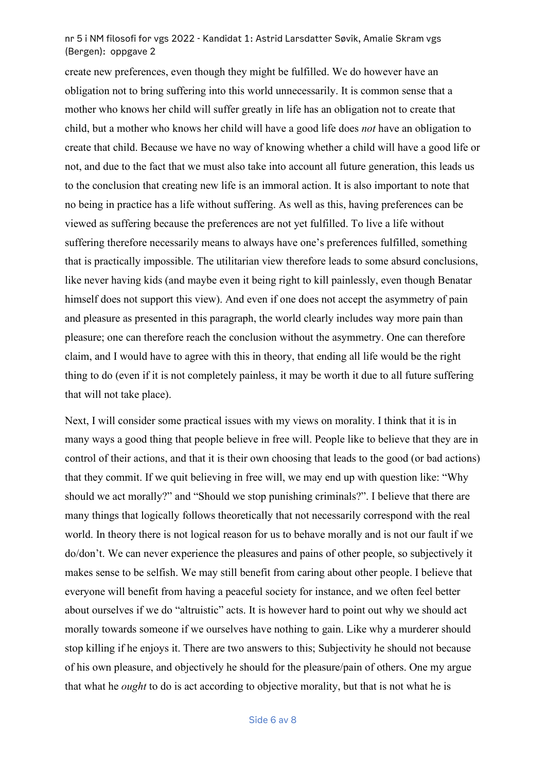create new preferences, even though they might be fulfilled. We do however have an obligation not to bring suffering into this world unnecessarily. It is common sense that a mother who knows her child will suffer greatly in life has an obligation not to create that child, but a mother who knows her child will have a good life does *not* have an obligation to create that child. Because we have no way of knowing whether a child will have a good life or not, and due to the fact that we must also take into account all future generation, this leads us to the conclusion that creating new life is an immoral action. It is also important to note that no being in practice has a life without suffering. As well as this, having preferences can be viewed as suffering because the preferences are not yet fulfilled. To live a life without suffering therefore necessarily means to always have one's preferences fulfilled, something that is practically impossible. The utilitarian view therefore leads to some absurd conclusions, like never having kids (and maybe even it being right to kill painlessly, even though Benatar himself does not support this view). And even if one does not accept the asymmetry of pain and pleasure as presented in this paragraph, the world clearly includes way more pain than pleasure; one can therefore reach the conclusion without the asymmetry. One can therefore claim, and I would have to agree with this in theory, that ending all life would be the right thing to do (even if it is not completely painless, it may be worth it due to all future suffering that will not take place).

Next, I will consider some practical issues with my views on morality. I think that it is in many ways a good thing that people believe in free will. People like to believe that they are in control of their actions, and that it is their own choosing that leads to the good (or bad actions) that they commit. If we quit believing in free will, we may end up with question like: "Why should we act morally?" and "Should we stop punishing criminals?". I believe that there are many things that logically follows theoretically that not necessarily correspond with the real world. In theory there is not logical reason for us to behave morally and is not our fault if we do/don't. We can never experience the pleasures and pains of other people, so subjectively it makes sense to be selfish. We may still benefit from caring about other people. I believe that everyone will benefit from having a peaceful society for instance, and we often feel better about ourselves if we do "altruistic" acts. It is however hard to point out why we should act morally towards someone if we ourselves have nothing to gain. Like why a murderer should stop killing if he enjoys it. There are two answers to this; Subjectivity he should not because of his own pleasure, and objectively he should for the pleasure/pain of others. One my argue that what he *ought* to do is act according to objective morality, but that is not what he is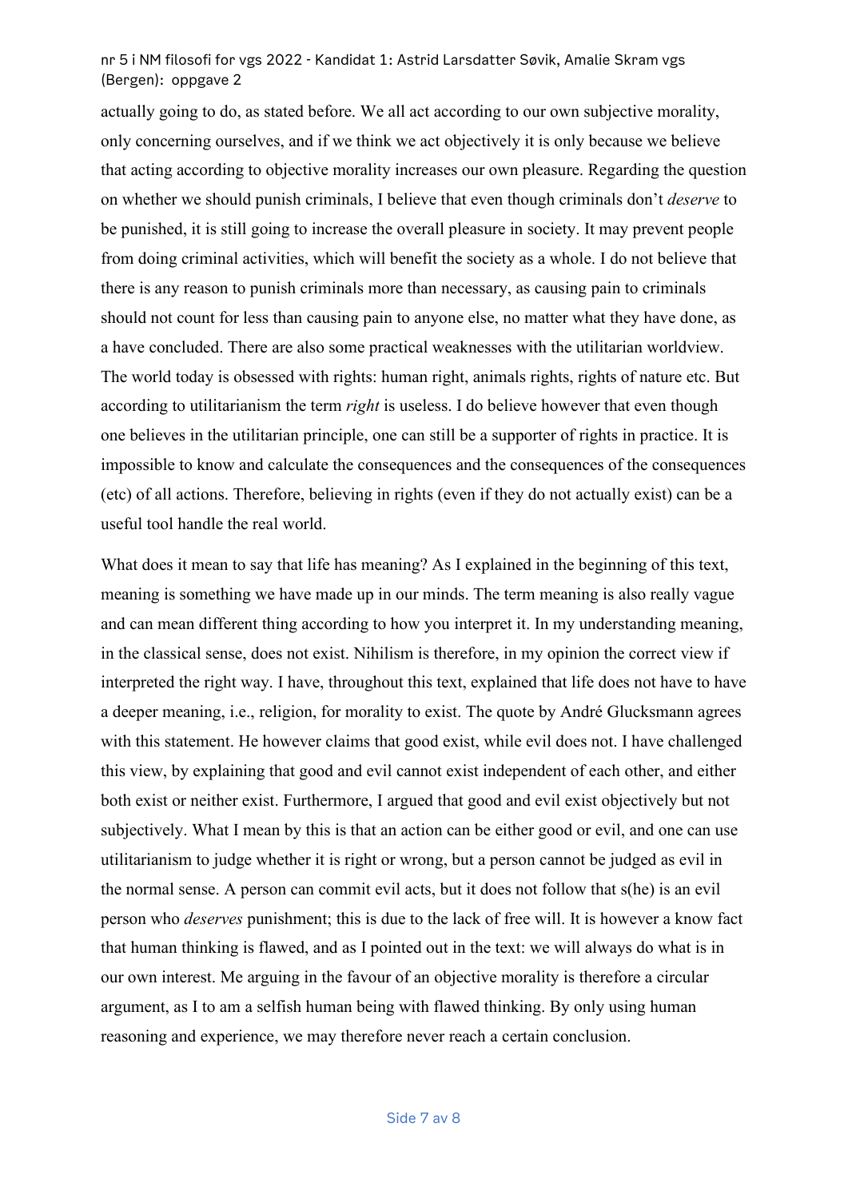actually going to do, as stated before. We all act according to our own subjective morality, only concerning ourselves, and if we think we act objectively it is only because we believe that acting according to objective morality increases our own pleasure. Regarding the question on whether we should punish criminals, I believe that even though criminals don't *deserve* to be punished, it is still going to increase the overall pleasure in society. It may prevent people from doing criminal activities, which will benefit the society as a whole. I do not believe that there is any reason to punish criminals more than necessary, as causing pain to criminals should not count for less than causing pain to anyone else, no matter what they have done, as a have concluded. There are also some practical weaknesses with the utilitarian worldview. The world today is obsessed with rights: human right, animals rights, rights of nature etc. But according to utilitarianism the term *right* is useless. I do believe however that even though one believes in the utilitarian principle, one can still be a supporter of rights in practice. It is impossible to know and calculate the consequences and the consequences of the consequences (etc) of all actions. Therefore, believing in rights (even if they do not actually exist) can be a useful tool handle the real world.

What does it mean to say that life has meaning? As I explained in the beginning of this text, meaning is something we have made up in our minds. The term meaning is also really vague and can mean different thing according to how you interpret it. In my understanding meaning, in the classical sense, does not exist. Nihilism is therefore, in my opinion the correct view if interpreted the right way. I have, throughout this text, explained that life does not have to have a deeper meaning, i.e., religion, for morality to exist. The quote by André Glucksmann agrees with this statement. He however claims that good exist, while evil does not. I have challenged this view, by explaining that good and evil cannot exist independent of each other, and either both exist or neither exist. Furthermore, I argued that good and evil exist objectively but not subjectively. What I mean by this is that an action can be either good or evil, and one can use utilitarianism to judge whether it is right or wrong, but a person cannot be judged as evil in the normal sense. A person can commit evil acts, but it does not follow that s(he) is an evil person who *deserves* punishment; this is due to the lack of free will. It is however a know fact that human thinking is flawed, and as I pointed out in the text: we will always do what is in our own interest. Me arguing in the favour of an objective morality is therefore a circular argument, as I to am a selfish human being with flawed thinking. By only using human reasoning and experience, we may therefore never reach a certain conclusion.